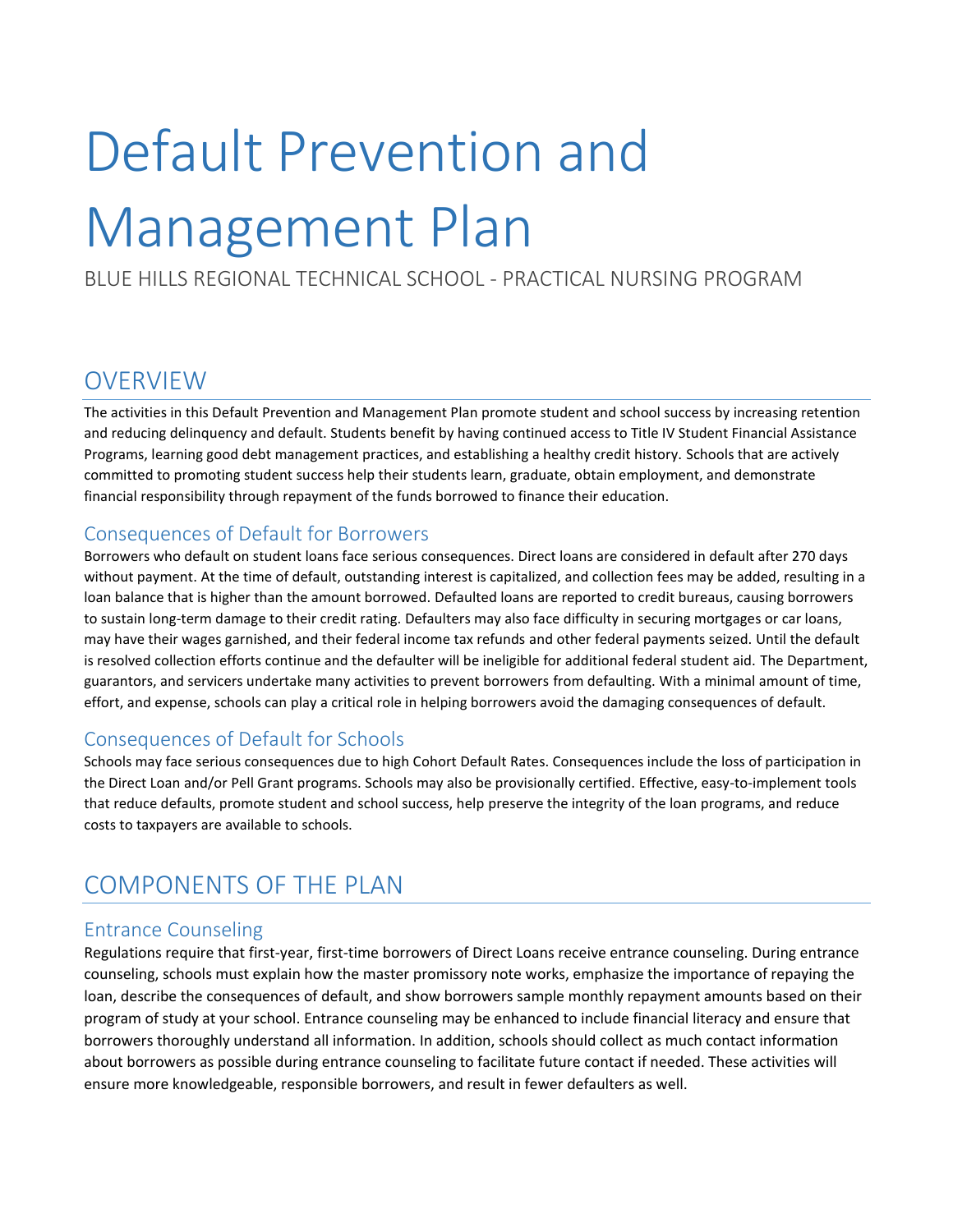# Default Prevention and Management Plan

BLUE HILLS REGIONAL TECHNICAL SCHOOL - PRACTICAL NURSING PROGRAM

## OVERVIEW

The activities in this Default Prevention and Management Plan promote student and school success by increasing retention and reducing delinquency and default. Students benefit by having continued access to Title IV Student Financial Assistance Programs, learning good debt management practices, and establishing a healthy credit history. Schools that are actively committed to promoting student success help their students learn, graduate, obtain employment, and demonstrate financial responsibility through repayment of the funds borrowed to finance their education.

### Consequences of Default for Borrowers

Borrowers who default on student loans face serious consequences. Direct loans are considered in default after 270 days without payment. At the time of default, outstanding interest is capitalized, and collection fees may be added, resulting in a loan balance that is higher than the amount borrowed. Defaulted loans are reported to credit bureaus, causing borrowers to sustain long-term damage to their credit rating. Defaulters may also face difficulty in securing mortgages or car loans, may have their wages garnished, and their federal income tax refunds and other federal payments seized. Until the default is resolved collection efforts continue and the defaulter will be ineligible for additional federal student aid. The Department, guarantors, and servicers undertake many activities to prevent borrowers from defaulting. With a minimal amount of time, effort, and expense, schools can play a critical role in helping borrowers avoid the damaging consequences of default.

### Consequences of Default for Schools

Schools may face serious consequences due to high Cohort Default Rates. Consequences include the loss of participation in the Direct Loan and/or Pell Grant programs. Schools may also be provisionally certified. Effective, easy-to-implement tools that reduce defaults, promote student and school success, help preserve the integrity of the loan programs, and reduce costs to taxpayers are available to schools.

## COMPONENTS OF THE PLAN

### Entrance Counseling

Regulations require that first-year, first-time borrowers of Direct Loans receive entrance counseling. During entrance counseling, schools must explain how the master promissory note works, emphasize the importance of repaying the loan, describe the consequences of default, and show borrowers sample monthly repayment amounts based on their program of study at your school. Entrance counseling may be enhanced to include financial literacy and ensure that borrowers thoroughly understand all information. In addition, schools should collect as much contact information about borrowers as possible during entrance counseling to facilitate future contact if needed. These activities will ensure more knowledgeable, responsible borrowers, and result in fewer defaulters as well.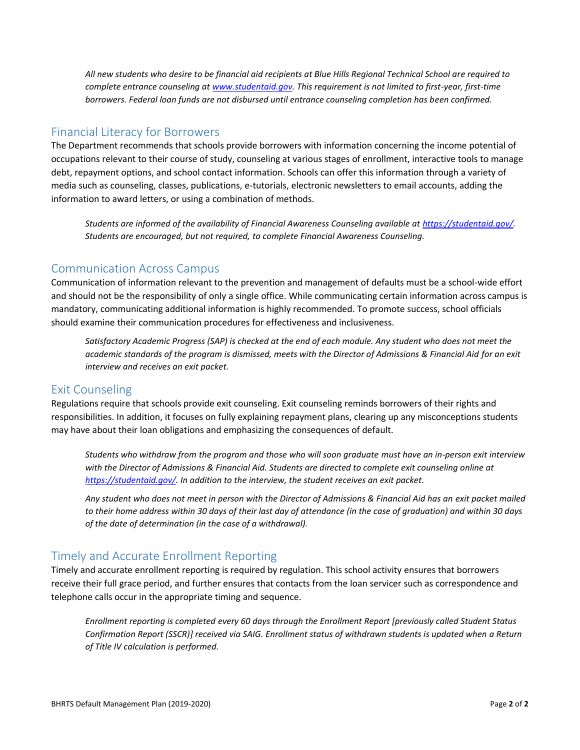*All new students who desire to be financial aid recipients at Blue Hills Regional Technical School are required to complete entrance counseling at [www.studentaid.gov](http://www.studentaid.gov). This requirement is not limited to first-year, first-time borrowers. Federal loan funds are not disbursed until entrance counseling completion has been confirmed.*

## Financial Literacy for Borrowers

The Department recommends that schools provide borrowers with information concerning the income potential of occupations relevant to their course of study, counseling at various stages of enrollment, interactive tools to manage debt, repayment options, and school contact information. Schools can offer this information through a variety of media such as counseling, classes, publications, e-tutorials, electronic newsletters to email accounts, adding the information to award letters, or using a combination of methods.

*Students are informed of the availability of Financial Awareness Counseling available at [https://studentaid.gov/](https://studentaid.gov/). Students are encouraged, but not required, to complete Financial Awareness Counseling.*

## Communication Across Campus

Communication of information relevant to the prevention and management of defaults must be a school-wide effort and should not be the responsibility of only a single office. While communicating certain information across campus is mandatory, communicating additional information is highly recommended. To promote success, school officials should examine their communication procedures for effectiveness and inclusiveness.

*Satisfactory Academic Progress (SAP) is checked at the end of each module. Any student who does not meet the academic standards of the program is dismissed, meets with the Director of Admissions & Financial Aid for an exit interview and receives an exit packet.*

## Exit Counseling

Regulations require that schools provide exit counseling. Exit counseling reminds borrowers of their rights and responsibilities. In addition, it focuses on fully explaining repayment plans, clearing up any misconceptions students may have about their loan obligations and emphasizing the consequences of default.

*Students who withdraw from the program and those who will soon graduate must have an in-person exit interview with the Director of Admissions & Financial Aid. Students are directed to complete exit counseling online at [https://studentaid.gov/](https://studentaid.gov/). In addition to the interview, the student receives an exit packet.*

*Any student who does not meet in person with the Director of Admissions & Financial Aid has an exit packet mailed to their home address within 30 days of their last day of attendance (in the case of graduation) and within 30 days of the date of determination (in the case of a withdrawal).*

## Timely and Accurate Enrollment Reporting

Timely and accurate enrollment reporting is required by regulation. This school activity ensures that borrowers receive their full grace period, and further ensures that contacts from the loan servicer such as correspondence and telephone calls occur in the appropriate timing and sequence.

*Enrollment reporting is completed every 60 days through the Enrollment Report [previously called Student Status Confirmation Report (SSCR)] received via SAIG. Enrollment status of withdrawn students is updated when a Return of Title IV calculation is performed.*